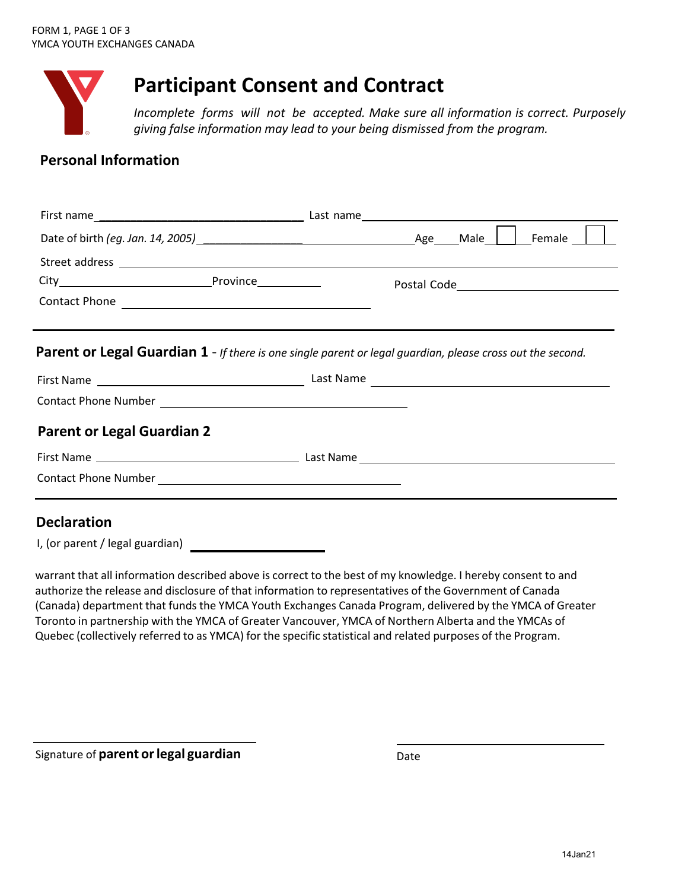# Participant Consent and Contract

*Incomplete forms will not be accepted. Make sure all information is correct. Purposely giving false information may lead to your being dismissed from the program.*

## Personal Information

First name ______________________________ Last name ______________________________

Date of birth *(eg. Jan. 14, 2005)* ______________________________ Age____ Male ☐ Female ☐

Street address ____________________________________________________________

City______________________ Province__________ Postal Code______________________

Contact Phone ______________________________

---

## Parent or Legal Guardian 1 - *If there is one single parent or legal guardian, please cross out the second.*

First Name ______________________________ Last Name ______________________________

Contact Phone Number ______________________________

## Parent or Legal Guardian 2

First Name ______________________________ Last Name ______________________________

Contact Phone Number ______________________________

---

## Declaration

I, (or parent / legal guardian) ______________________

warrant that all information described above is correct to the best of my knowledge. I hereby consent to and authorize the release and disclosure of that information to representatives of the Government of Canada (Canada) department that funds the YMCA Youth Exchanges Canada Program, delivered by the YMCA of Greater Toronto in partnership with the YMCA of Greater Vancouver, YMCA of Northern Alberta and the YMCAs of Quebec (collectively referred to as YMCA) for the specific statistical and related purposes of the Program.

______________________________ ______________________________

Signature of **parent or legal guardian** Date

14Jan21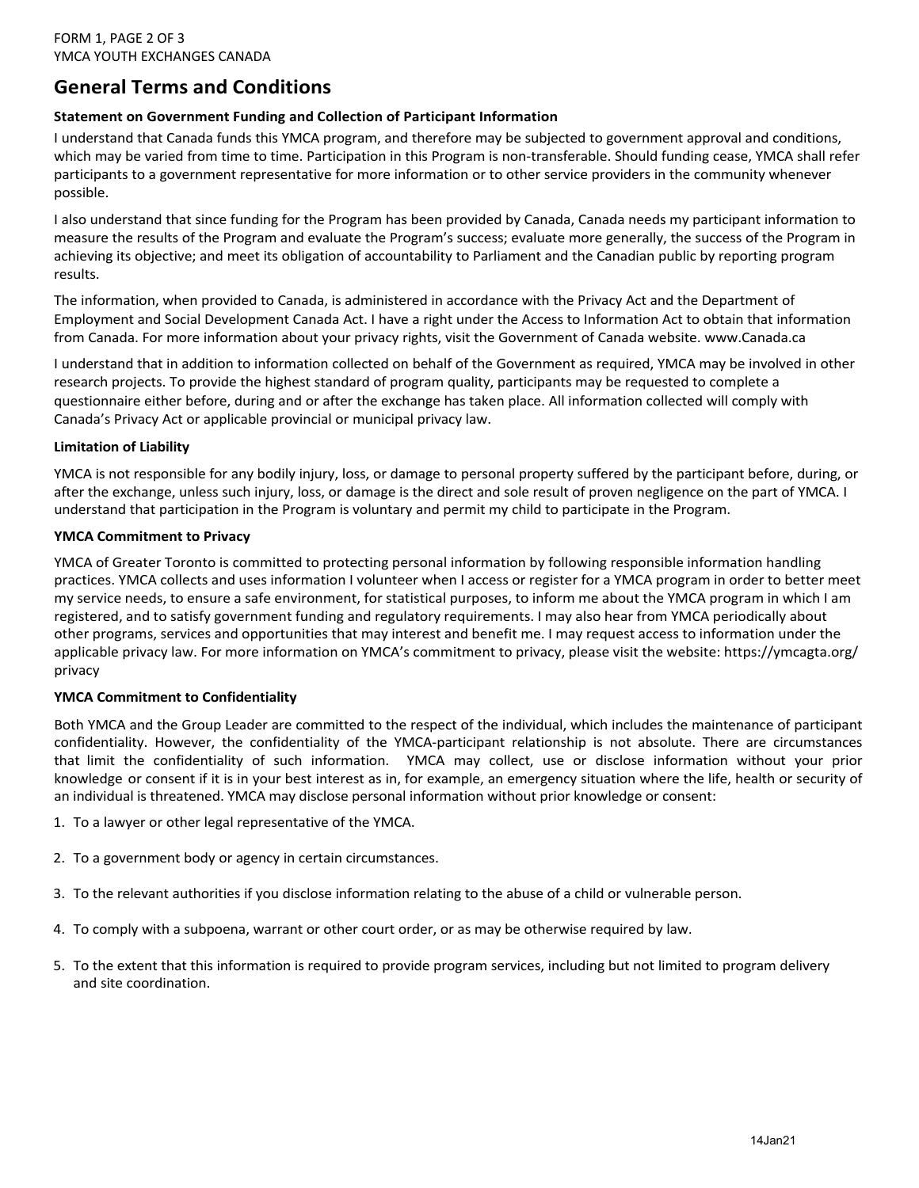# General Terms and Conditions

**Statement on Government Funding and Collection of Participant Information**

I understand that Canada funds this YMCA program, and therefore may be subjected to government approval and conditions, which may be varied from time to time. Participation in this Program is non-transferable. Should funding cease, YMCA shall refer participants to a government representative for more information or to other service providers in the community whenever possible.

I also understand that since funding for the Program has been provided by Canada, Canada needs my participant information to measure the results of the Program and evaluate the Program's success; evaluate more generally, the success of the Program in achieving its objective; and meet its obligation of accountability to Parliament and the Canadian public by reporting program results.

The information, when provided to Canada, is administered in accordance with the Privacy Act and the Department of Employment and Social Development Canada Act. I have a right under the Access to Information Act to obtain that information from Canada. For more information about your privacy rights, visit the Government of Canada website. www.Canada.ca

I understand that in addition to information collected on behalf of the Government as required, YMCA may be involved in other research projects. To provide the highest standard of program quality, participants may be requested to complete a questionnaire either before, during and or after the exchange has taken place. All information collected will comply with Canada's Privacy Act or applicable provincial or municipal privacy law.

**Limitation of Liability**

YMCA is not responsible for any bodily injury, loss, or damage to personal property suffered by the participant before, during, or after the exchange, unless such injury, loss, or damage is the direct and sole result of proven negligence on the part of YMCA. I understand that participation in the Program is voluntary and permit my child to participate in the Program.

**YMCA Commitment to Privacy**

YMCA of Greater Toronto is committed to protecting personal information by following responsible information handling practices. YMCA collects and uses information I volunteer when I access or register for a YMCA program in order to better meet my service needs, to ensure a safe environment, for statistical purposes, to inform me about the YMCA program in which I am registered, and to satisfy government funding and regulatory requirements. I may also hear from YMCA periodically about other programs, services and opportunities that may interest and benefit me. I may request access to information under the applicable privacy law. For more information on YMCA's commitment to privacy, please visit the website: https://ymcagta.org/privacy

**YMCA Commitment to Confidentiality**

Both YMCA and the Group Leader are committed to the respect of the individual, which includes the maintenance of participant confidentiality. However, the confidentiality of the YMCA-participant relationship is not absolute. There are circumstances that limit the confidentiality of such information. YMCA may collect, use or disclose information without your prior knowledge or consent if it is in your best interest as in, for example, an emergency situation where the life, health or security of an individual is threatened. YMCA may disclose personal information without prior knowledge or consent:

1. To a lawyer or other legal representative of the YMCA.
2. To a government body or agency in certain circumstances.
3. To the relevant authorities if you disclose information relating to the abuse of a child or vulnerable person.
4. To comply with a subpoena, warrant or other court order, or as may be otherwise required by law.
5. To the extent that this information is required to provide program services, including but not limited to program delivery and site coordination.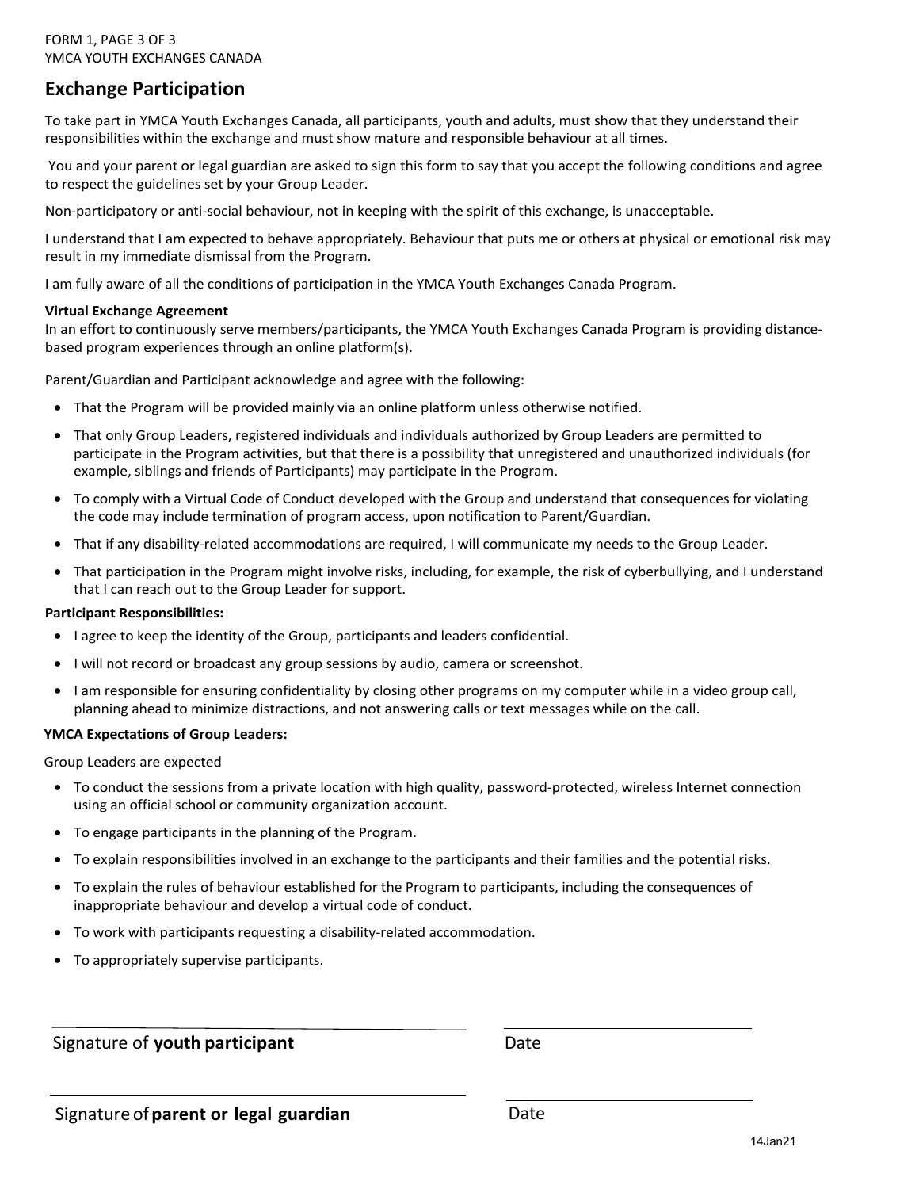## Exchange Participation

To take part in YMCA Youth Exchanges Canada, all participants, youth and adults, must show that they understand their responsibilities within the exchange and must show mature and responsible behaviour at all times.

You and your parent or legal guardian are asked to sign this form to say that you accept the following conditions and agree to respect the guidelines set by your Group Leader.

Non-participatory or anti-social behaviour, not in keeping with the spirit of this exchange, is unacceptable.

I understand that I am expected to behave appropriately. Behaviour that puts me or others at physical or emotional risk may result in my immediate dismissal from the Program.

I am fully aware of all the conditions of participation in the YMCA Youth Exchanges Canada Program.

**Virtual Exchange Agreement**
In an effort to continuously serve members/participants, the YMCA Youth Exchanges Canada Program is providing distance-based program experiences through an online platform(s).

Parent/Guardian and Participant acknowledge and agree with the following:

- That the Program will be provided mainly via an online platform unless otherwise notified.
- That only Group Leaders, registered individuals and individuals authorized by Group Leaders are permitted to participate in the Program activities, but that there is a possibility that unregistered and unauthorized individuals (for example, siblings and friends of Participants) may participate in the Program.
- To comply with a Virtual Code of Conduct developed with the Group and understand that consequences for violating the code may include termination of program access, upon notification to Parent/Guardian.
- That if any disability-related accommodations are required, I will communicate my needs to the Group Leader.
- That participation in the Program might involve risks, including, for example, the risk of cyberbullying, and I understand that I can reach out to the Group Leader for support.

**Participant Responsibilities:**

- I agree to keep the identity of the Group, participants and leaders confidential.
- I will not record or broadcast any group sessions by audio, camera or screenshot.
- I am responsible for ensuring confidentiality by closing other programs on my computer while in a video group call, planning ahead to minimize distractions, and not answering calls or text messages while on the call.

**YMCA Expectations of Group Leaders:**

Group Leaders are expected

- To conduct the sessions from a private location with high quality, password-protected, wireless Internet connection using an official school or community organization account.
- To engage participants in the planning of the Program.
- To explain responsibilities involved in an exchange to the participants and their families and the potential risks.
- To explain the rules of behaviour established for the Program to participants, including the consequences of inappropriate behaviour and develop a virtual code of conduct.
- To work with participants requesting a disability-related accommodation.
- To appropriately supervise participants.

_______________________________ _______________
Signature of **youth participant** Date

_______________________________ _______________
Signature of **parent or legal guardian** Date

14Jan21